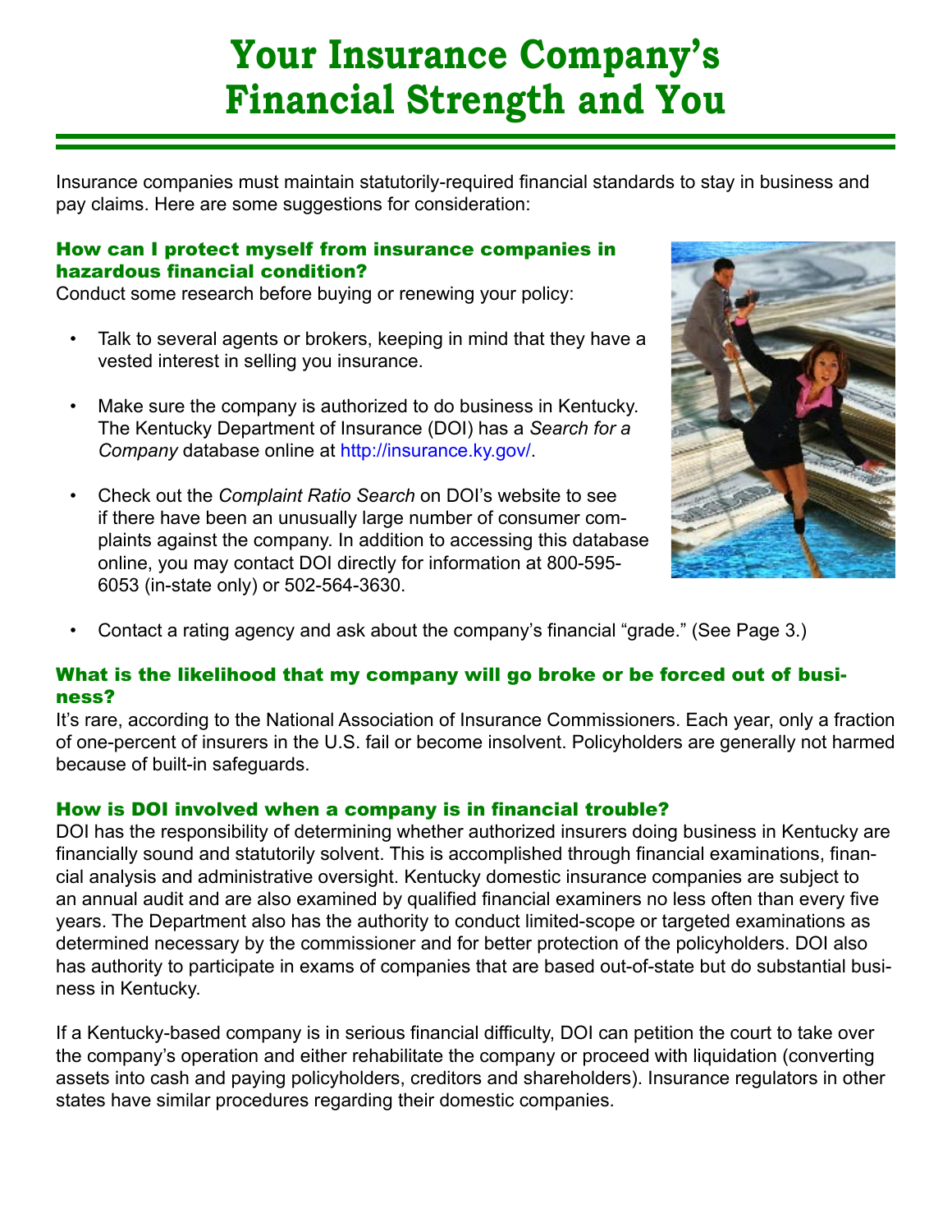# Your Insurance Company's Financial Strength and You

Insurance companies must maintain statutorily-required financial standards to stay in business and pay claims. Here are some suggestions for consideration:

### How can I protect myself from insurance companies in hazardous financial condition?

Conduct some research before buying or renewing your policy:

- Talk to several agents or brokers, keeping in mind that they have a vested interest in selling you insurance.
- Make sure the company is authorized to do business in Kentucky. The Kentucky Department of Insurance (DOI) has a *Search for a Company* database online at http://insurance.ky.gov/.
- Check out the *Complaint Ratio Search* on DOI's website to see if there have been an unusually large number of consumer complaints against the company. In addition to accessing this database online, you may contact DOI directly for information at 800-595-6053 (in-state only) or 502-564-3630.
- Contact a rating agency and ask about the company's financial "grade." (See Page 3.)

### What is the likelihood that my company will go broke or be forced out of business?

It's rare, according to the National Association of Insurance Commissioners. Each year, only a fraction of one-percent of insurers in the U.S. fail or become insolvent. Policyholders are generally not harmed because of built-in safeguards.

### How is DOI involved when a company is in financial trouble?

DOI has the responsibility of determining whether authorized insurers doing business in Kentucky are financially sound and statutorily solvent. This is accomplished through financial examinations, financial analysis and administrative oversight. Kentucky domestic insurance companies are subject to an annual audit and are also examined by qualified financial examiners no less often than every five years. The Department also has the authority to conduct limited-scope or targeted examinations as determined necessary by the commissioner and for better protection of the policyholders. DOI also has authority to participate in exams of companies that are based out-of-state but do substantial business in Kentucky.

If a Kentucky-based company is in serious financial difficulty, DOI can petition the court to take over the company's operation and either rehabilitate the company or proceed with liquidation (converting assets into cash and paying policyholders, creditors and shareholders). Insurance regulators in other states have similar procedures regarding their domestic companies.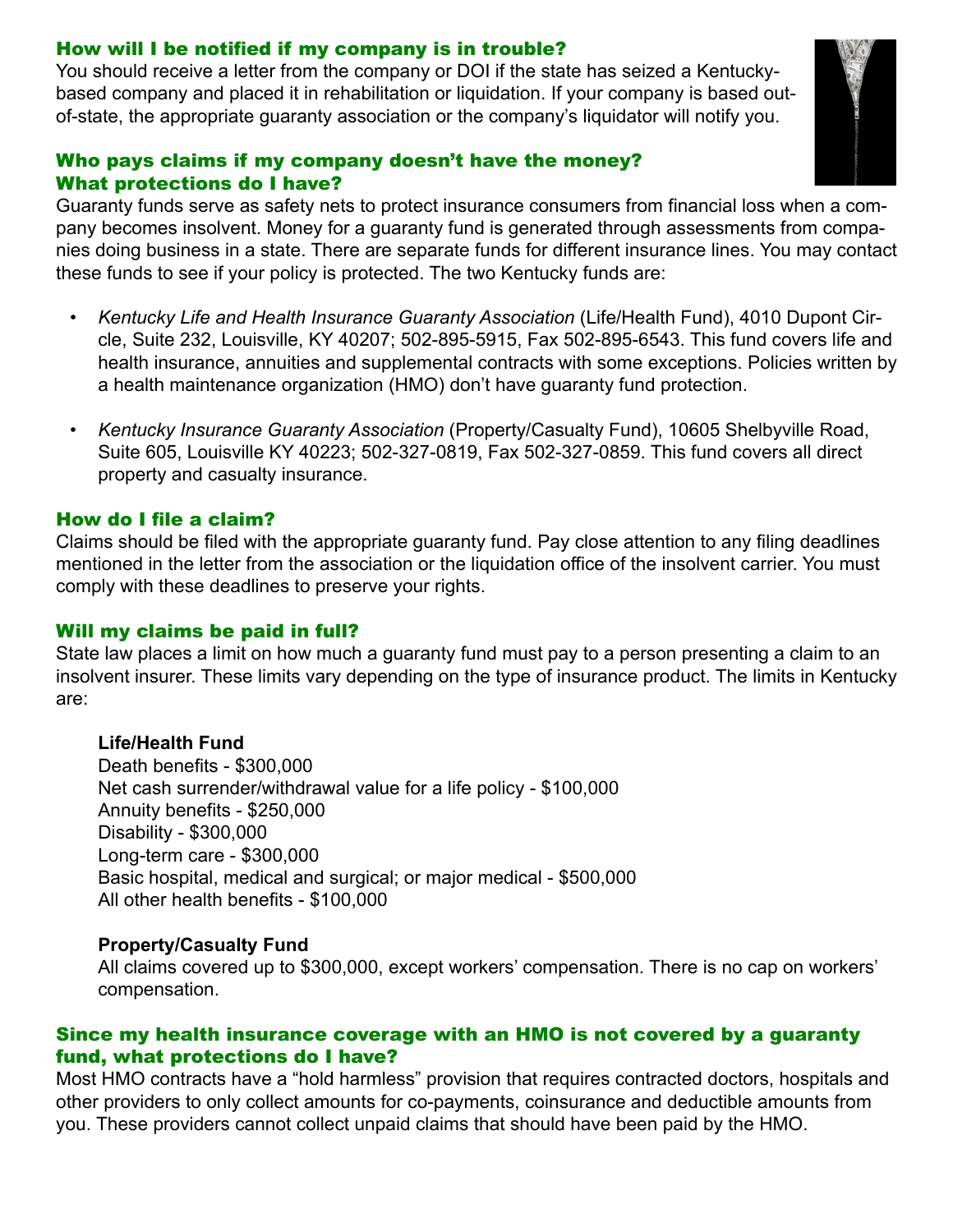### How will I be notified if my company is in trouble?

You should receive a letter from the company or DOI if the state has seized a Kentucky-based company and placed it in rehabilitation or liquidation. If your company is based out-of-state, the appropriate guaranty association or the company's liquidator will notify you.

### Who pays claims if my company doesn't have the money? What protections do I have?

Guaranty funds serve as safety nets to protect insurance consumers from financial loss when a company becomes insolvent. Money for a guaranty fund is generated through assessments from companies doing business in a state. There are separate funds for different insurance lines. You may contact these funds to see if your policy is protected. The two Kentucky funds are:

- *Kentucky Life and Health Insurance Guaranty Association* (Life/Health Fund), 4010 Dupont Circle, Suite 232, Louisville, KY 40207; 502-895-5915, Fax 502-895-6543. This fund covers life and health insurance, annuities and supplemental contracts with some exceptions. Policies written by a health maintenance organization (HMO) don't have guaranty fund protection.
- *Kentucky Insurance Guaranty Association* (Property/Casualty Fund), 10605 Shelbyville Road, Suite 605, Louisville KY 40223; 502-327-0819, Fax 502-327-0859. This fund covers all direct property and casualty insurance.

### How do I file a claim?

Claims should be filed with the appropriate guaranty fund. Pay close attention to any filing deadlines mentioned in the letter from the association or the liquidation office of the insolvent carrier. You must comply with these deadlines to preserve your rights.

### Will my claims be paid in full?

State law places a limit on how much a guaranty fund must pay to a person presenting a claim to an insolvent insurer. These limits vary depending on the type of insurance product. The limits in Kentucky are:

**Life/Health Fund**
Death benefits - $300,000
Net cash surrender/withdrawal value for a life policy - $100,000
Annuity benefits - $250,000
Disability - $300,000
Long-term care - $300,000
Basic hospital, medical and surgical; or major medical - $500,000
All other health benefits - $100,000

**Property/Casualty Fund**
All claims covered up to $300,000, except workers' compensation. There is no cap on workers' compensation.

### Since my health insurance coverage with an HMO is not covered by a guaranty fund, what protections do I have?

Most HMO contracts have a "hold harmless" provision that requires contracted doctors, hospitals and other providers to only collect amounts for co-payments, coinsurance and deductible amounts from you. These providers cannot collect unpaid claims that should have been paid by the HMO.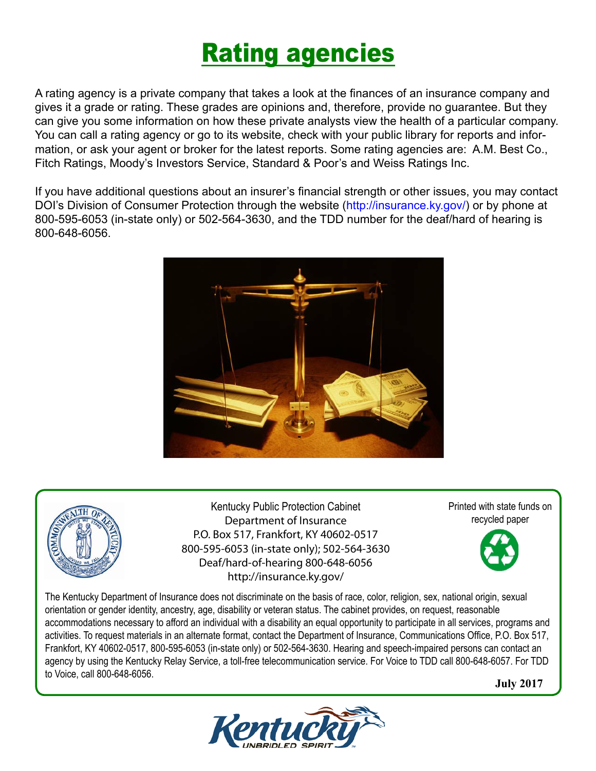# Rating agencies

A rating agency is a private company that takes a look at the finances of an insurance company and gives it a grade or rating. These grades are opinions and, therefore, provide no guarantee. But they can give you some information on how these private analysts view the health of a particular company. You can call a rating agency or go to its website, check with your public library for reports and information, or ask your agent or broker for the latest reports. Some rating agencies are: A.M. Best Co., Fitch Ratings, Moody's Investors Service, Standard & Poor's and Weiss Ratings Inc.

If you have additional questions about an insurer's financial strength or other issues, you may contact DOI's Division of Consumer Protection through the website (http://insurance.ky.gov/) or by phone at 800-595-6053 (in-state only) or 502-564-3630, and the TDD number for the deaf/hard of hearing is 800-648-6056.

Kentucky Public Protection Cabinet
Department of Insurance
P.O. Box 517, Frankfort, KY 40602-0517
800-595-6053 (in-state only); 502-564-3630
Deaf/hard-of-hearing 800-648-6056
http://insurance.ky.gov/

Printed with state funds on recycled paper

The Kentucky Department of Insurance does not discriminate on the basis of race, color, religion, sex, national origin, sexual orientation or gender identity, ancestry, age, disability or veteran status. The cabinet provides, on request, reasonable accommodations necessary to afford an individual with a disability an equal opportunity to participate in all services, programs and activities. To request materials in an alternate format, contact the Department of Insurance, Communications Office, P.O. Box 517, Frankfort, KY 40602-0517, 800-595-6053 (in-state only) or 502-564-3630. Hearing and speech-impaired persons can contact an agency by using the Kentucky Relay Service, a toll-free telecommunication service. For Voice to TDD call 800-648-6057. For TDD to Voice, call 800-648-6056.

**July 2017**